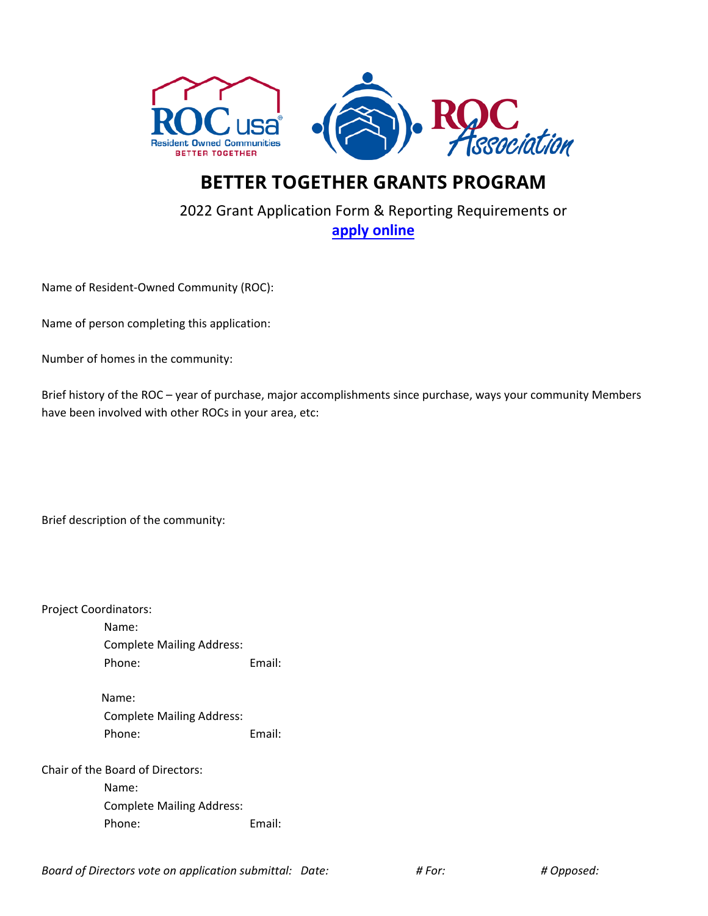# BETTER TOGETHER GRANTS PROGRAM

2022 Grant Application Form & Reporting Requirements or **apply online**

Name of Resident-Owned Community (ROC):

Name of person completing this application:

Number of homes in the community:

Brief history of the ROC – year of purchase, major accomplishments since purchase, ways your community Members have been involved with other ROCs in your area, etc:

Brief description of the community:

Project Coordinators:

Name:
Complete Mailing Address:
Phone: Email:

Name:
Complete Mailing Address:
Phone: Email:

Chair of the Board of Directors:

Name:
Complete Mailing Address:
Phone: Email:

*Board of Directors vote on application submittal: Date: # For: # Opposed:*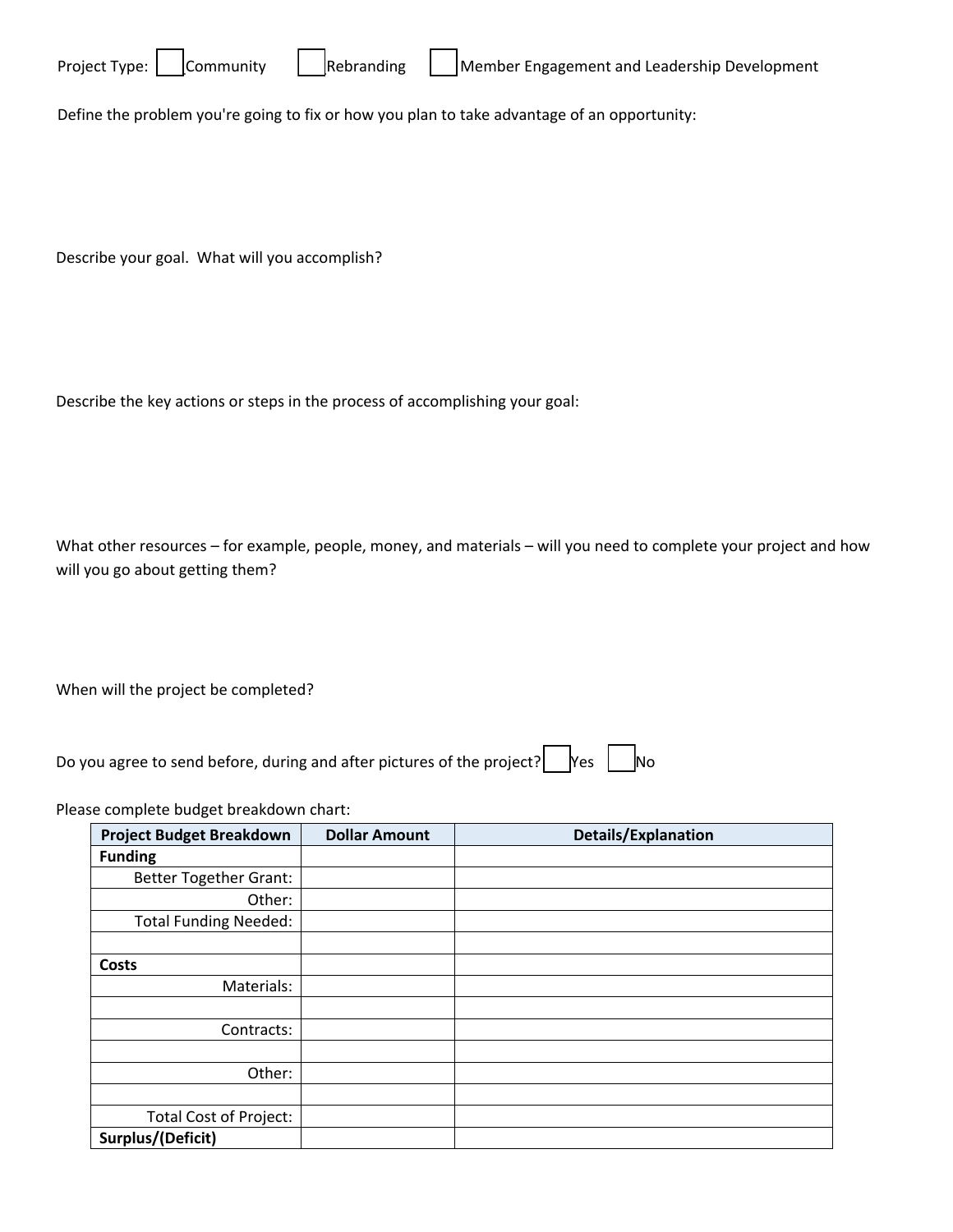Project Type: ☐ Community ☐ Rebranding ☐ Member Engagement and Leadership Development

Define the problem you're going to fix or how you plan to take advantage of an opportunity:

Describe your goal. What will you accomplish?

Describe the key actions or steps in the process of accomplishing your goal:

What other resources – for example, people, money, and materials – will you need to complete your project and how will you go about getting them?

When will the project be completed?

Do you agree to send before, during and after pictures of the project? ☐ Yes ☐ No

Please complete budget breakdown chart:

| Project Budget Breakdown | Dollar Amount | Details/Explanation |
|---|---|---|
| **Funding** | | |
| Better Together Grant: | | |
| Other: | | |
| Total Funding Needed: | | |
| | | |
| **Costs** | | |
| Materials: | | |
| | | |
| Contracts: | | |
| | | |
| Other: | | |
| | | |
| Total Cost of Project: | | |
| **Surplus/(Deficit)** | | |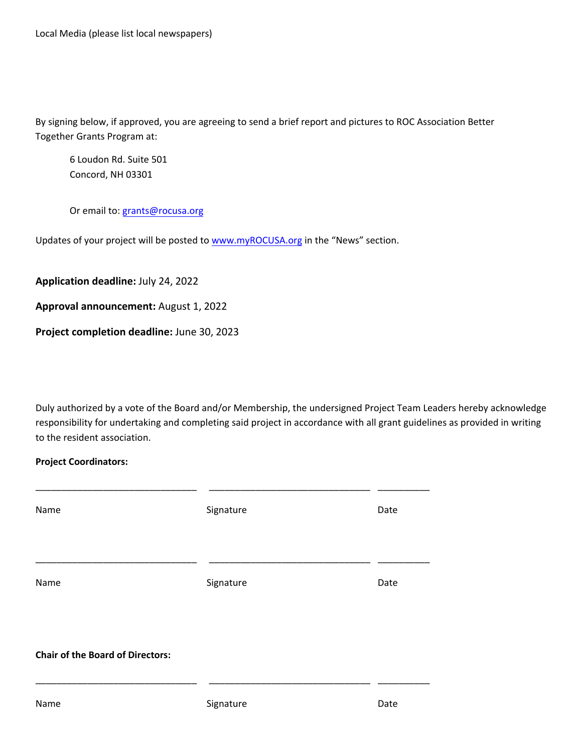Local Media (please list local newspapers)

By signing below, if approved, you are agreeing to send a brief report and pictures to ROC Association Better Together Grants Program at:

6 Loudon Rd. Suite 501
Concord, NH 03301

Or email to: grants@rocusa.org

Updates of your project will be posted to www.myROCUSA.org in the "News" section.

**Application deadline:** July 24, 2022

**Approval announcement:** August 1, 2022

**Project completion deadline:** June 30, 2023

Duly authorized by a vote of the Board and/or Membership, the undersigned Project Team Leaders hereby acknowledge responsibility for undertaking and completing said project in accordance with all grant guidelines as provided in writing to the resident association.

**Project Coordinators:**

_______________________________ _______________________________ __________

Name Signature Date

_______________________________ _______________________________ __________

Name Signature Date

**Chair of the Board of Directors:**

_______________________________ _______________________________ __________

Name Signature Date